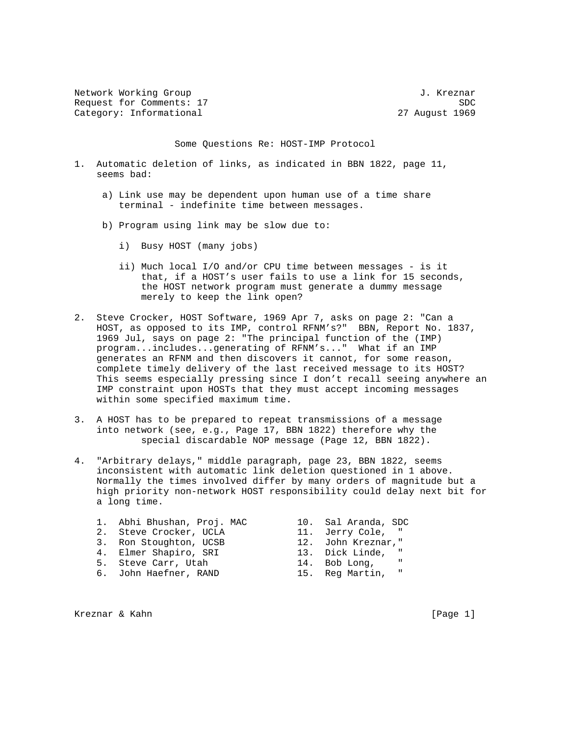Network Working Group J. Kreznar
Request for Comments: 17 SDC
Category: Informational 27 August 1969

# Some Questions Re: HOST-IMP Protocol

1. Automatic deletion of links, as indicated in BBN 1822, page 11, seems bad:

   a) Link use may be dependent upon human use of a time share terminal - indefinite time between messages.

   b) Program using link may be slow due to:

      i) Busy HOST (many jobs)

      ii) Much local I/O and/or CPU time between messages - is it that, if a HOST's user fails to use a link for 15 seconds, the HOST network program must generate a dummy message merely to keep the link open?

2. Steve Crocker, HOST Software, 1969 Apr 7, asks on page 2: "Can a HOST, as opposed to its IMP, control RFNM's?" BBN, Report No. 1837, 1969 Jul, says on page 2: "The principal function of the (IMP) program...includes...generating of RFNM's..." What if an IMP generates an RFNM and then discovers it cannot, for some reason, complete timely delivery of the last received message to its HOST? This seems especially pressing since I don't recall seeing anywhere an IMP constraint upon HOSTs that they must accept incoming messages within some specified maximum time.

3. A HOST has to be prepared to repeat transmissions of a message into network (see, e.g., Page 17, BBN 1822) therefore why the special discardable NOP message (Page 12, BBN 1822).

4. "Arbitrary delays," middle paragraph, page 23, BBN 1822, seems inconsistent with automatic link deletion questioned in 1 above. Normally the times involved differ by many orders of magnitude but a high priority non-network HOST responsibility could delay next bit for a long time.

```
1.  Abhi Bhushan, Proj. MAC         10.  Sal Aranda, SDC
2.  Steve Crocker, UCLA             11.  Jerry Cole,  "
3.  Ron Stoughton, UCSB             12.  John Kreznar,"
4.  Elmer Shapiro, SRI              13.  Dick Linde,  "
5.  Steve Carr, Utah                14.  Bob Long,    "
6.  John Haefner, RAND              15.  Reg Martin,  "
```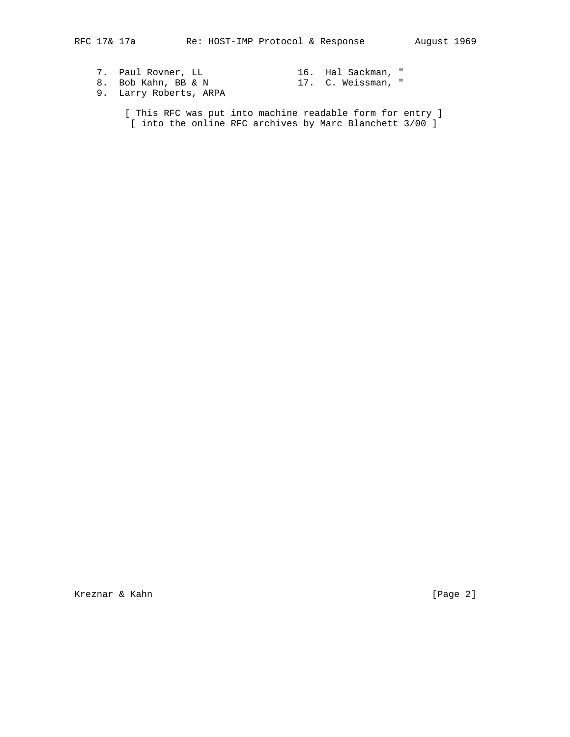7. Paul Rovner, LL
8. Bob Kahn, BB & N
9. Larry Roberts, ARPA

16. Hal Sackman, "
17. C. Weissman, "

[ This RFC was put into machine readable form for entry ]
[ into the online RFC archives by Marc Blanchett 3/00 ]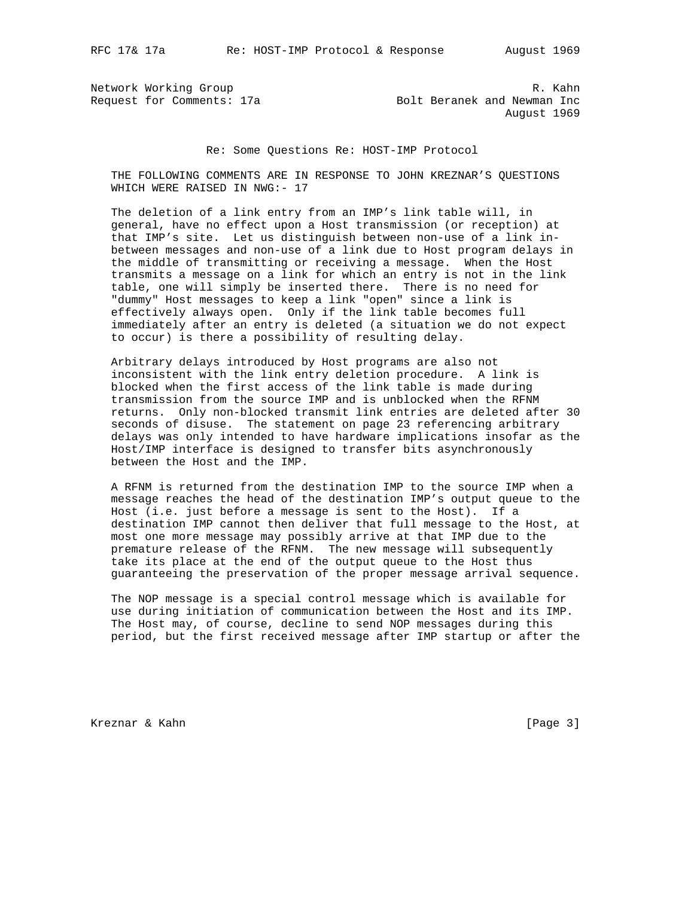Network Working Group R. Kahn
Request for Comments: 17a Bolt Beranek and Newman Inc
August 1969

Re: Some Questions Re: HOST-IMP Protocol

THE FOLLOWING COMMENTS ARE IN RESPONSE TO JOHN KREZNAR'S QUESTIONS WHICH WERE RAISED IN NWG:- 17

The deletion of a link entry from an IMP's link table will, in general, have no effect upon a Host transmission (or reception) at that IMP's site. Let us distinguish between non-use of a link in-between messages and non-use of a link due to Host program delays in the middle of transmitting or receiving a message. When the Host transmits a message on a link for which an entry is not in the link table, one will simply be inserted there. There is no need for "dummy" Host messages to keep a link "open" since a link is effectively always open. Only if the link table becomes full immediately after an entry is deleted (a situation we do not expect to occur) is there a possibility of resulting delay.

Arbitrary delays introduced by Host programs are also not inconsistent with the link entry deletion procedure. A link is blocked when the first access of the link table is made during transmission from the source IMP and is unblocked when the RFNM returns. Only non-blocked transmit link entries are deleted after 30 seconds of disuse. The statement on page 23 referencing arbitrary delays was only intended to have hardware implications insofar as the Host/IMP interface is designed to transfer bits asynchronously between the Host and the IMP.

A RFNM is returned from the destination IMP to the source IMP when a message reaches the head of the destination IMP's output queue to the Host (i.e. just before a message is sent to the Host). If a destination IMP cannot then deliver that full message to the Host, at most one more message may possibly arrive at that IMP due to the premature release of the RFNM. The new message will subsequently take its place at the end of the output queue to the Host thus guaranteeing the preservation of the proper message arrival sequence.

The NOP message is a special control message which is available for use during initiation of communication between the Host and its IMP. The Host may, of course, decline to send NOP messages during this period, but the first received message after IMP startup or after the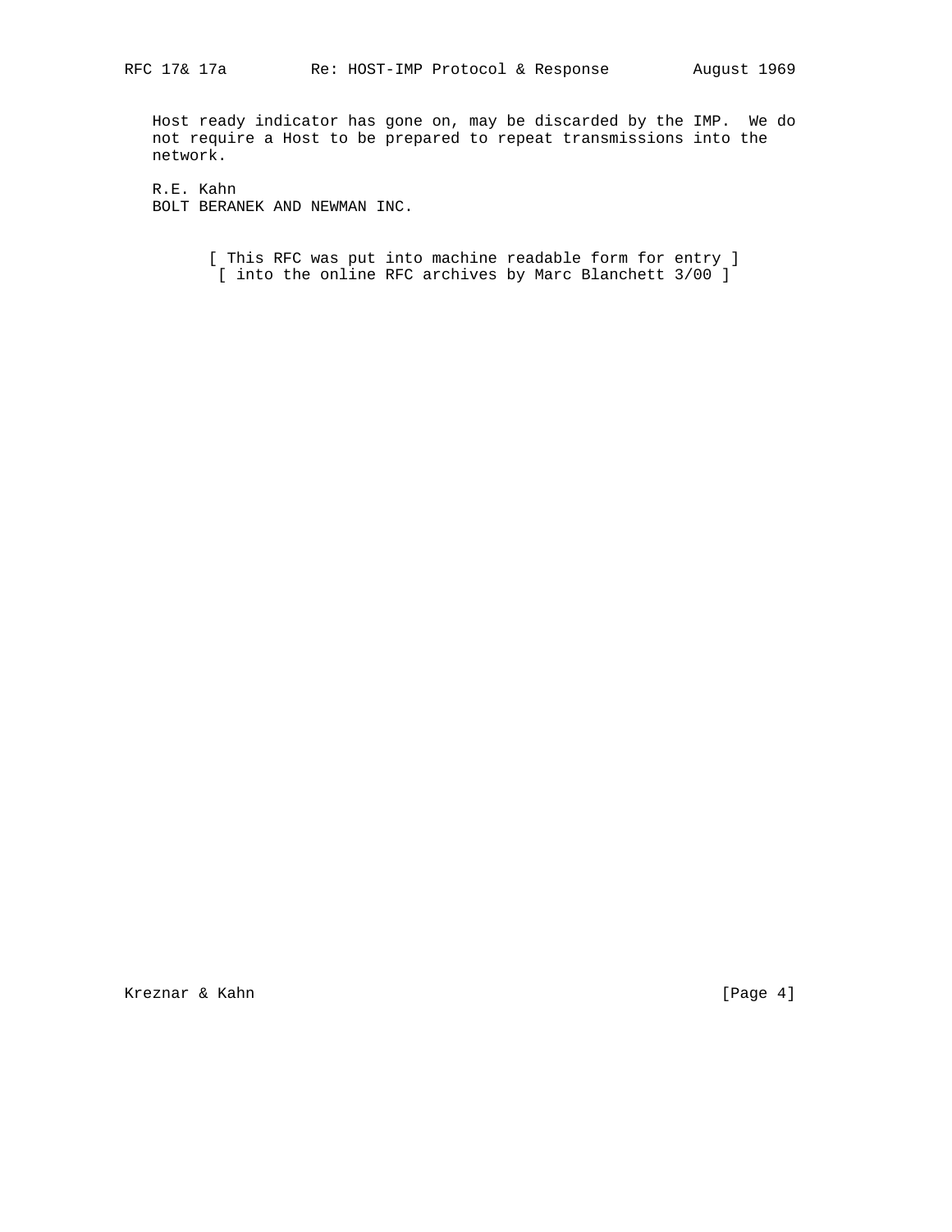Host ready indicator has gone on, may be discarded by the IMP. We do not require a Host to be prepared to repeat transmissions into the network.

R.E. Kahn
BOLT BERANEK AND NEWMAN INC.

[ This RFC was put into machine readable form for entry ]
[ into the online RFC archives by Marc Blanchett 3/00 ]